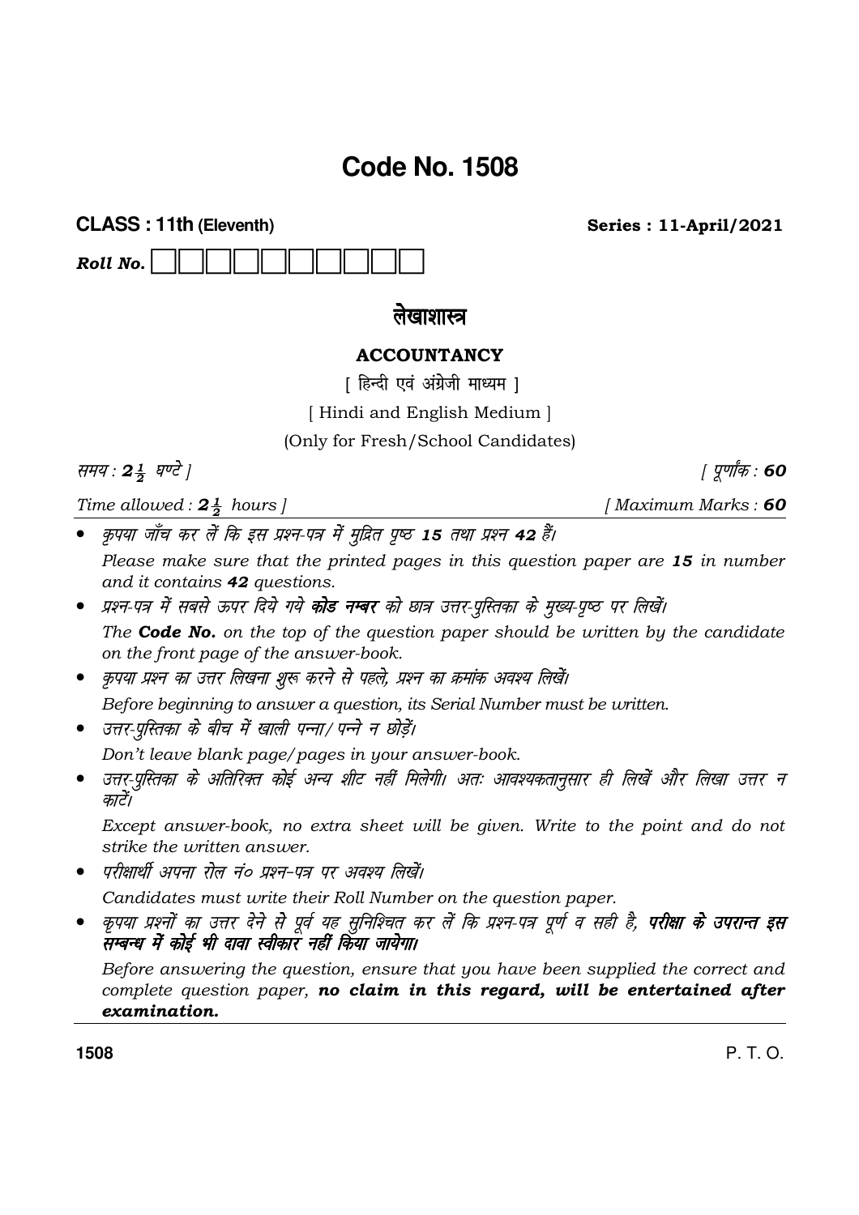# Code No. 1508

**CLASS : 11th (Eleventh)** **Series : 11-April/2021**

***Roll No.*** ☐☐☐☐☐☐☐☐☐☐

## लेखाशास्त्र

### ACCOUNTANCY

[ हिन्दी एवं अंग्रेजी माध्यम ]

[ Hindi and English Medium ]

(Only for Fresh/School Candidates)

*समय : **2½** घण्टे ]* *[ पूर्णांक : **60***

*Time allowed : **2½** hours ]* *[ Maximum Marks : **60***

- *कृपया जाँच कर लें कि इस प्रश्न-पत्र में मुद्रित पृष्ठ **15** तथा प्रश्न **42** हैं।*

  *Please make sure that the printed pages in this question paper are **15** in number and it contains **42** questions.*

- *प्रश्न-पत्र में सबसे ऊपर दिये गये **कोड नम्बर** को छात्र उत्तर-पुस्तिका के मुख्य-पृष्ठ पर लिखें।*

  *The **Code No.** on the top of the question paper should be written by the candidate on the front page of the answer-book.*

- *कृपया प्रश्न का उत्तर लिखना शुरू करने से पहले, प्रश्न का क्रमांक अवश्य लिखें।*

  *Before beginning to answer a question, its Serial Number must be written.*

- *उत्तर-पुस्तिका के बीच में खाली पन्ना/ पन्ने न छोड़ें।*

  *Don't leave blank page/pages in your answer-book.*

- *उत्तर-पुस्तिका के अतिरिक्त कोई अन्य शीट नहीं मिलेगी। अतः आवश्यकतानुसार ही लिखें और लिखा उत्तर न काटें।*

  *Except answer-book, no extra sheet will be given. Write to the point and do not strike the written answer.*

- *परीक्षार्थी अपना रोल नं० प्रश्न-पत्र पर अवश्य लिखें।*

  *Candidates must write their Roll Number on the question paper.*

- *कृपया प्रश्नों का उत्तर देने से पूर्व यह सुनिश्चित कर लें कि प्रश्न-पत्र पूर्ण व सही है, **परीक्षा के उपरान्त इस सम्बन्ध में कोई भी दावा स्वीकार नहीं किया जायेगा।***

  *Before answering the question, ensure that you have been supplied the correct and complete question paper, **no claim in this regard, will be entertained after examination.***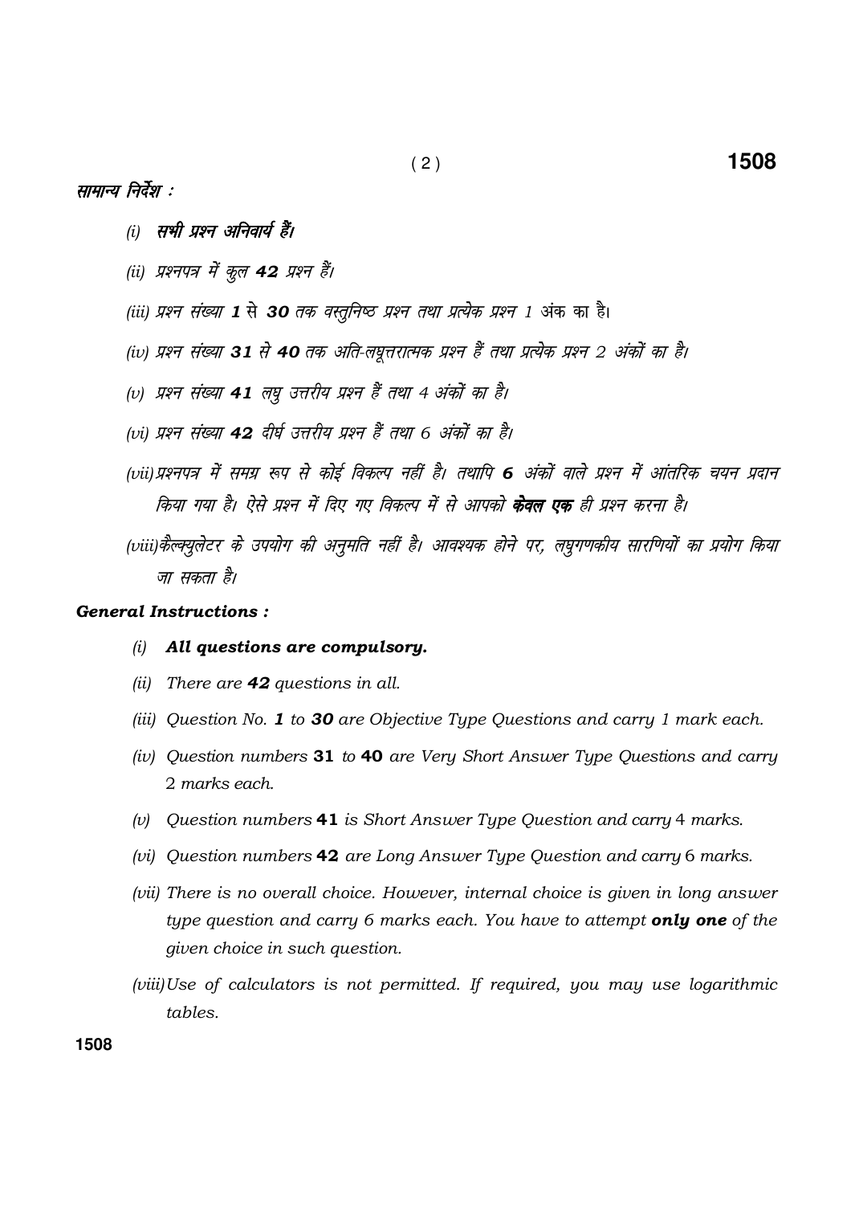**सामान्य निर्देश :**

*(i)* ***सभी प्रश्न अनिवार्य हैं।***

*(ii) प्रश्नपत्र में कुल **42** प्रश्न हैं।*

*(iii) प्रश्न संख्या **1** से **30** तक वस्तुनिष्ठ प्रश्न तथा प्रत्येक प्रश्न 1 अंक का है।*

*(iv) प्रश्न संख्या **31** से **40** तक अति-लघूत्तरात्मक प्रश्न हैं तथा प्रत्येक प्रश्न 2 अंकों का है।*

*(v) प्रश्न संख्या **41** लघु उत्तरीय प्रश्न हैं तथा 4 अंकों का है।*

*(vi) प्रश्न संख्या **42** दीर्घ उत्तरीय प्रश्न हैं तथा 6 अंकों का है।*

*(vii) प्रश्नपत्र में समग्र रूप से कोई विकल्प नहीं है। तथापि **6** अंकों वाले प्रश्न में आंतरिक चयन प्रदान किया गया है। ऐसे प्रश्न में दिए गए विकल्प में से आपको **केवल एक** ही प्रश्न करना है।*

*(viii) कैल्क्युलेटर के उपयोग की अनुमति नहीं है। आवश्यक होने पर, लघुगणकीय सारणियों का प्रयोग किया जा सकता है।*

***General Instructions :***

*(i)* ***All questions are compulsory.***

*(ii) There are **42** questions in all.*

*(iii) Question No. **1** to **30** are Objective Type Questions and carry 1 mark each.*

*(iv) Question numbers **31** to **40** are Very Short Answer Type Questions and carry 2 marks each.*

*(v) Question numbers **41** is Short Answer Type Question and carry 4 marks.*

*(vi) Question numbers **42** are Long Answer Type Question and carry 6 marks.*

*(vii) There is no overall choice. However, internal choice is given in long answer type question and carry 6 marks each. You have to attempt **only one** of the given choice in such question.*

*(viii) Use of calculators is not permitted. If required, you may use logarithmic tables.*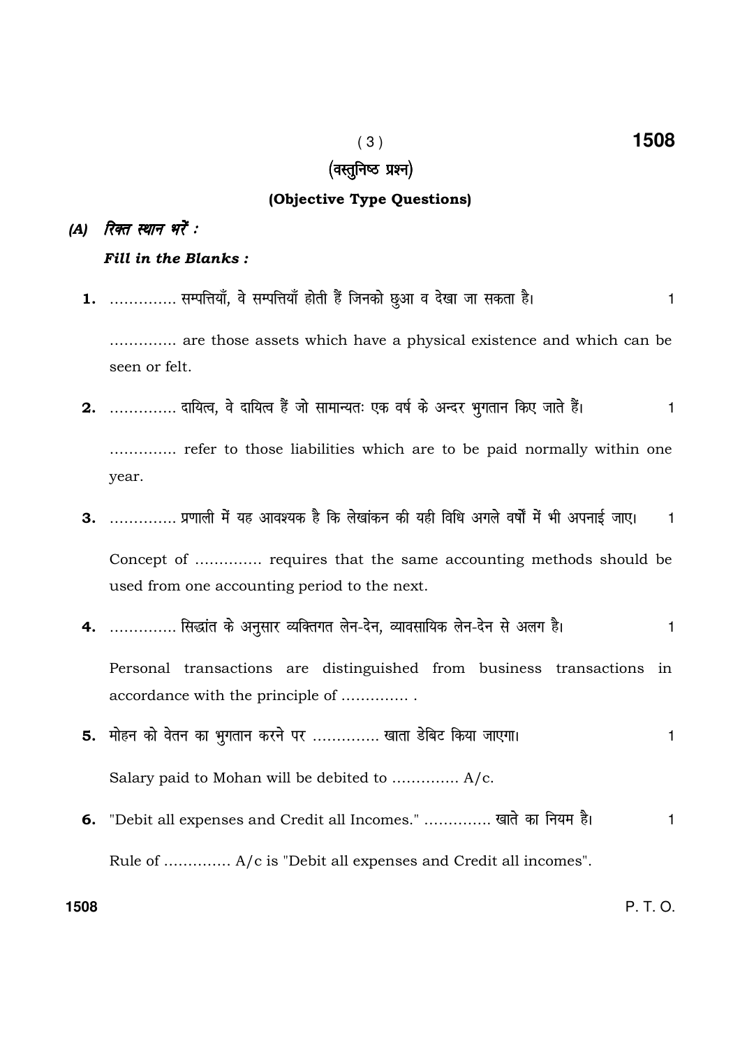## (वस्तुनिष्ठ प्रश्न)

## (Objective Type Questions)

*(A)* ***रिक्त स्थान भरें :***

***Fill in the Blanks :***

**1.** .............. सम्पत्तियाँ, वे सम्पत्तियाँ होती हैं जिनको छुआ व देखा जा सकता है। 1

.............. are those assets which have a physical existence and which can be seen or felt.

**2.** .............. दायित्व, वे दायित्व हैं जो सामान्यतः एक वर्ष के अन्दर भुगतान किए जाते हैं। 1

.............. refer to those liabilities which are to be paid normally within one year.

**3.** .............. प्रणाली में यह आवश्यक है कि लेखांकन की यही विधि अगले वर्षों में भी अपनाई जाए। 1

Concept of .............. requires that the same accounting methods should be used from one accounting period to the next.

**4.** .............. सिद्धांत के अनुसार व्यक्तिगत लेन-देन, व्यावसायिक लेन-देन से अलग है। 1

Personal transactions are distinguished from business transactions in accordance with the principle of .............. .

**5.** मोहन को वेतन का भुगतान करने पर .............. खाता डेबिट किया जाएगा। 1

Salary paid to Mohan will be debited to .............. A/c.

**6.** "Debit all expenses and Credit all Incomes." .............. खाते का नियम है। 1

Rule of .............. A/c is "Debit all expenses and Credit all incomes".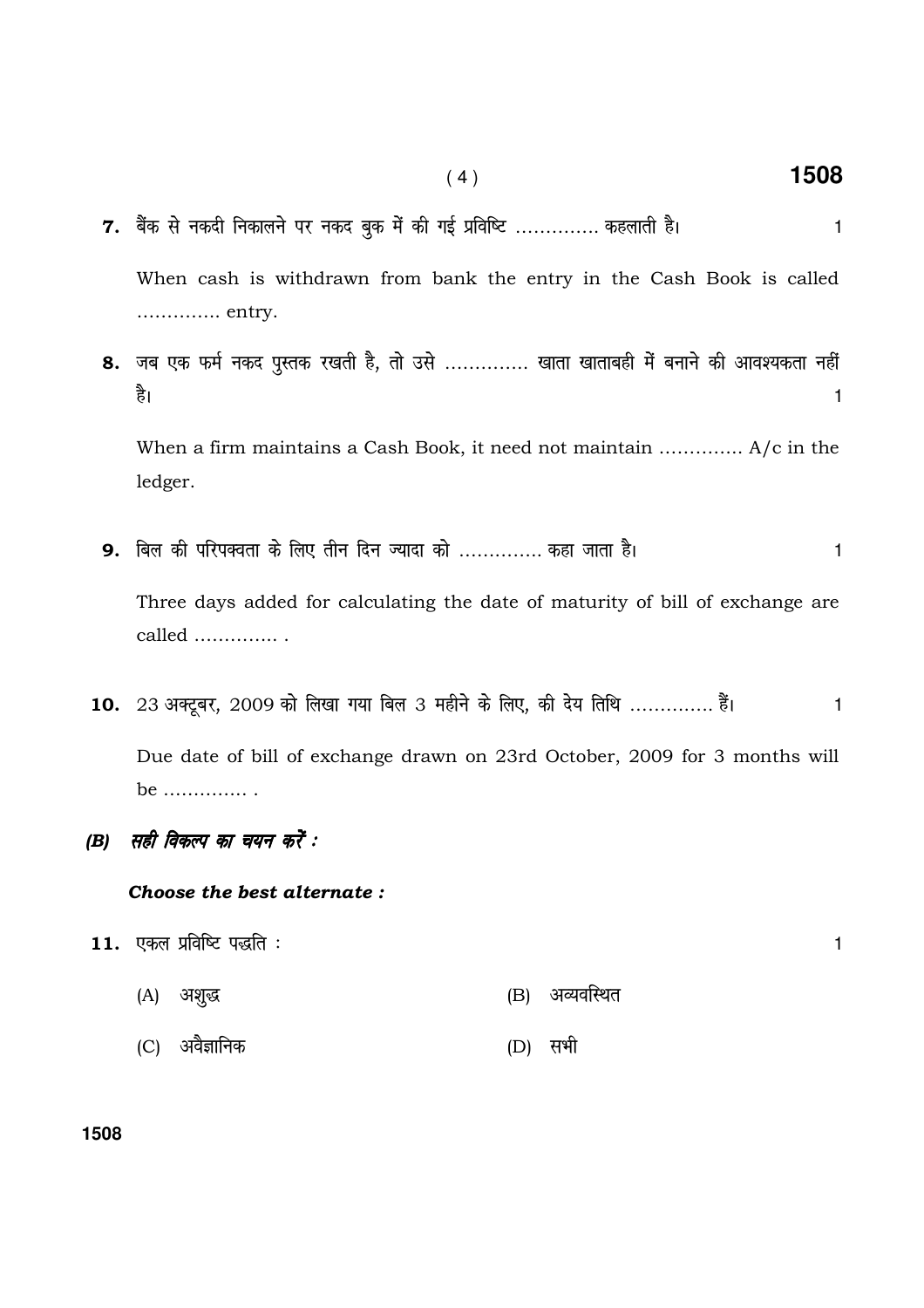**7.** बैंक से नकदी निकालने पर नकद बुक में की गई प्रविष्टि .............. कहलाती है। 1

When cash is withdrawn from bank the entry in the Cash Book is called .............. entry.

**8.** जब एक फर्म नकद पुस्तक रखती है, तो उसे .............. खाता खाताबही में बनाने की आवश्यकता नहीं है। 1

When a firm maintains a Cash Book, it need not maintain .............. A/c in the ledger.

**9.** बिल की परिपक्वता के लिए तीन दिन ज्यादा को .............. कहा जाता है। 1

Three days added for calculating the date of maturity of bill of exchange are called .............. .

**10.** 23 अक्टूबर, 2009 को लिखा गया बिल 3 महीने के लिए, की देय तिथि .............. हैं। 1

Due date of bill of exchange drawn on 23rd October, 2009 for 3 months will be .............. .

***(B) सही विकल्प का चयन करें :***

***Choose the best alternate :***

**11.** एकल प्रविष्टि पद्धति : 1

(A) अशुद्ध

(B) अव्यवस्थित

(C) अवैज्ञानिक

(D) सभी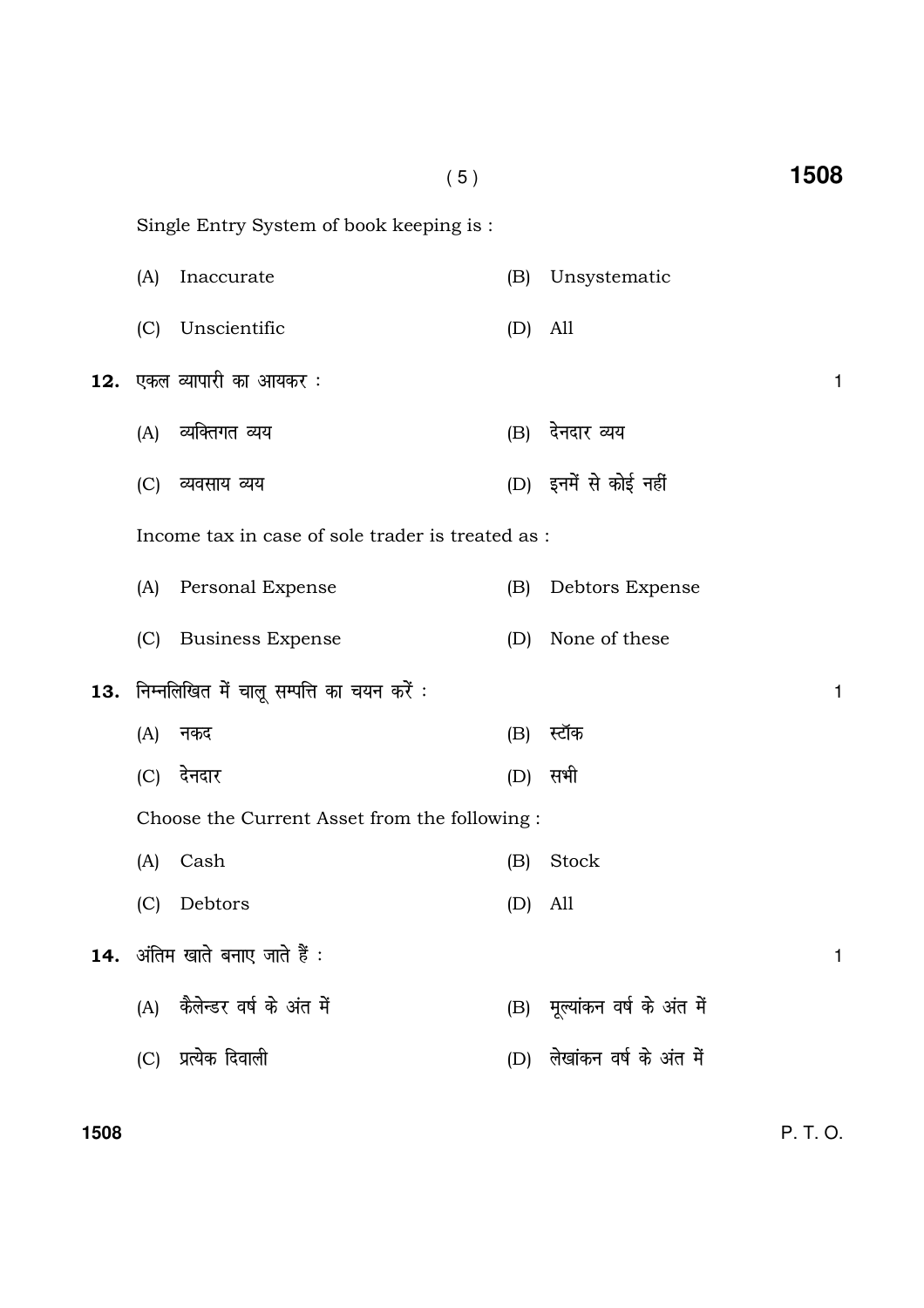Single Entry System of book keeping is :

(A) Inaccurate (B) Unsystematic

(C) Unscientific (D) All

**12.** एकल व्यापारी का आयकर : 1

(A) व्यक्तिगत व्यय (B) देनदार व्यय

(C) व्यवसाय व्यय (D) इनमें से कोई नहीं

Income tax in case of sole trader is treated as :

(A) Personal Expense (B) Debtors Expense

(C) Business Expense (D) None of these

**13.** निम्नलिखित में चालू सम्पत्ति का चयन करें : 1

(A) नकद (B) स्टॉक

(C) देनदार (D) सभी

Choose the Current Asset from the following :

(A) Cash (B) Stock

(C) Debtors (D) All

**14.** अंतिम खाते बनाए जाते हैं : 1

(A) कैलेन्डर वर्ष के अंत में (B) मूल्यांकन वर्ष के अंत में

(C) प्रत्येक दिवाली (D) लेखांकन वर्ष के अंत में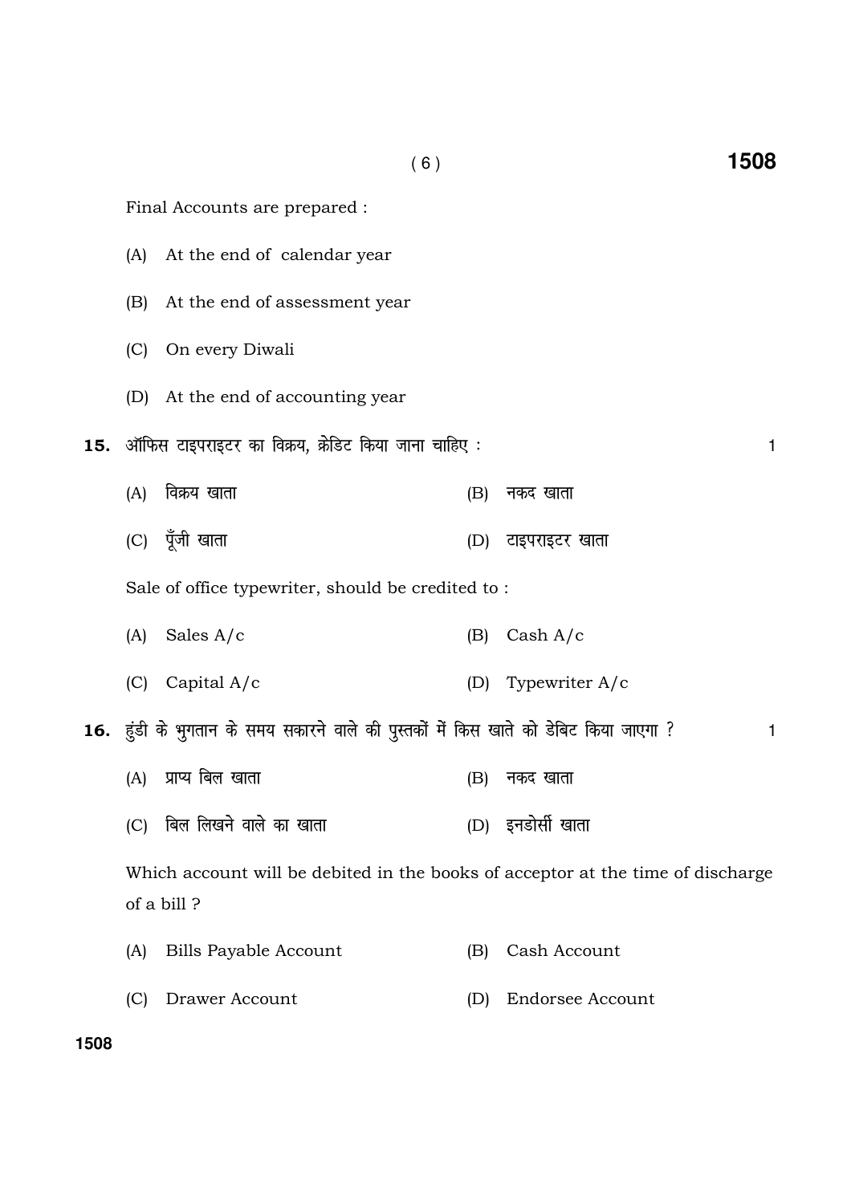Final Accounts are prepared :

(A) At the end of calendar year

(B) At the end of assessment year

(C) On every Diwali

(D) At the end of accounting year

**15.** ऑफिस टाइपराइटर का विक्रय, क्रेडिट किया जाना चाहिए : 1

(A) विक्रय खाता (B) नकद खाता

(C) पूँजी खाता (D) टाइपराइटर खाता

Sale of office typewriter, should be credited to :

(A) Sales A/c (B) Cash A/c

(C) Capital A/c (D) Typewriter A/c

**16.** हुंडी के भुगतान के समय सकारने वाले की पुस्तकों में किस खाते को डेबिट किया जाएगा ? 1

(A) प्राप्य बिल खाता (B) नकद खाता

(C) बिल लिखने वाले का खाता (D) इनडोर्सी खाता

Which account will be debited in the books of acceptor at the time of discharge of a bill ?

(A) Bills Payable Account (B) Cash Account

(C) Drawer Account (D) Endorsee Account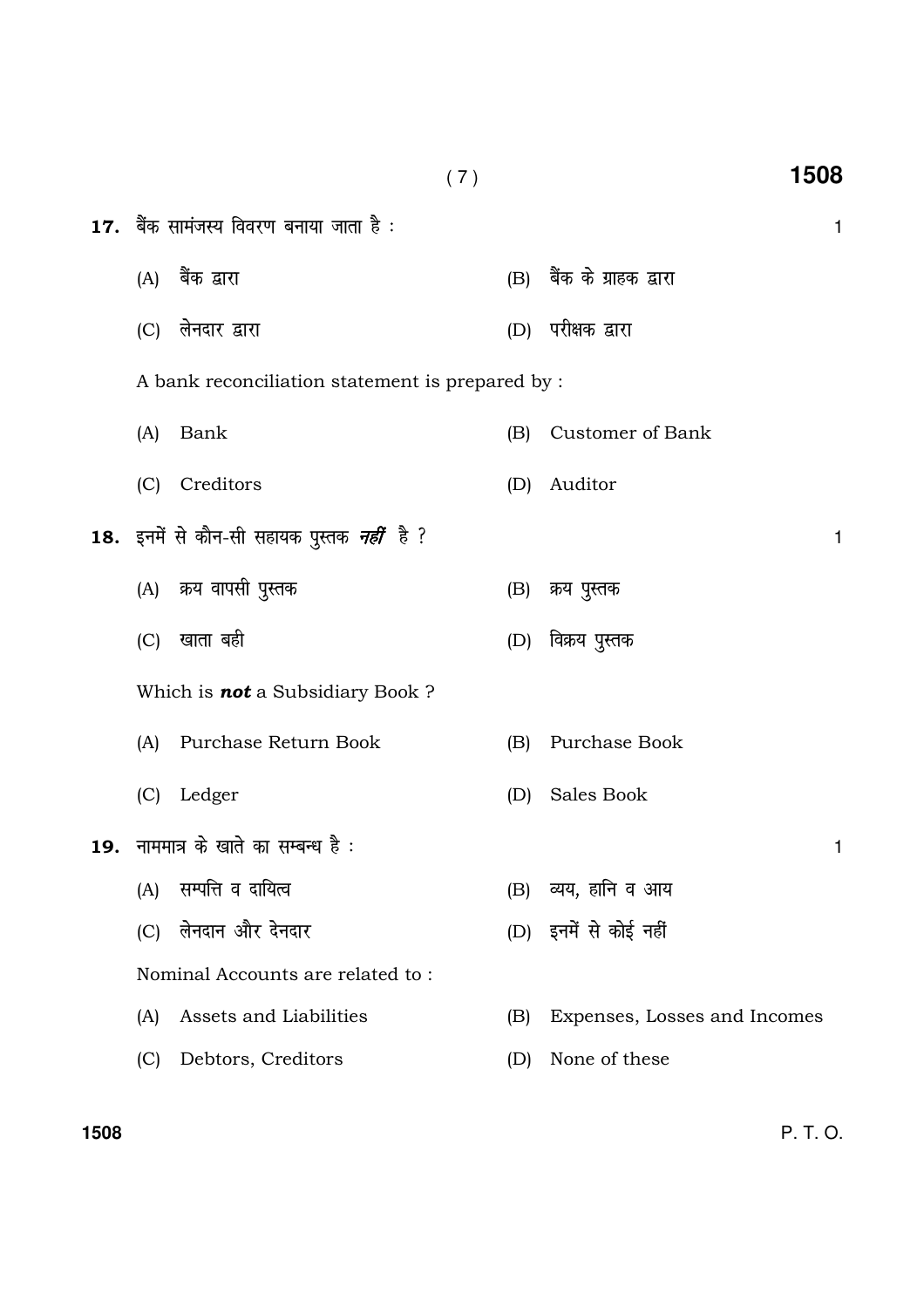**17.** बैंक सामंजस्य विवरण बनाया जाता है : 1

(A) बैंक द्वारा (B) बैंक के ग्राहक द्वारा

(C) लेनदार द्वारा (D) परीक्षक द्वारा

A bank reconciliation statement is prepared by :

(A) Bank (B) Customer of Bank

(C) Creditors (D) Auditor

**18.** इनमें से कौन-सी सहायक पुस्तक ***नहीं*** है ? 1

(A) क्रय वापसी पुस्तक (B) क्रय पुस्तक

(C) खाता बही (D) विक्रय पुस्तक

Which is ***not*** a Subsidiary Book ?

(A) Purchase Return Book (B) Purchase Book

(C) Ledger (D) Sales Book

**19.** नाममात्र के खाते का सम्बन्ध है : 1

(A) सम्पत्ति व दायित्व (B) व्यय, हानि व आय

(C) लेनदान और देनदार (D) इनमें से कोई नहीं

Nominal Accounts are related to :

(A) Assets and Liabilities (B) Expenses, Losses and Incomes

(C) Debtors, Creditors (D) None of these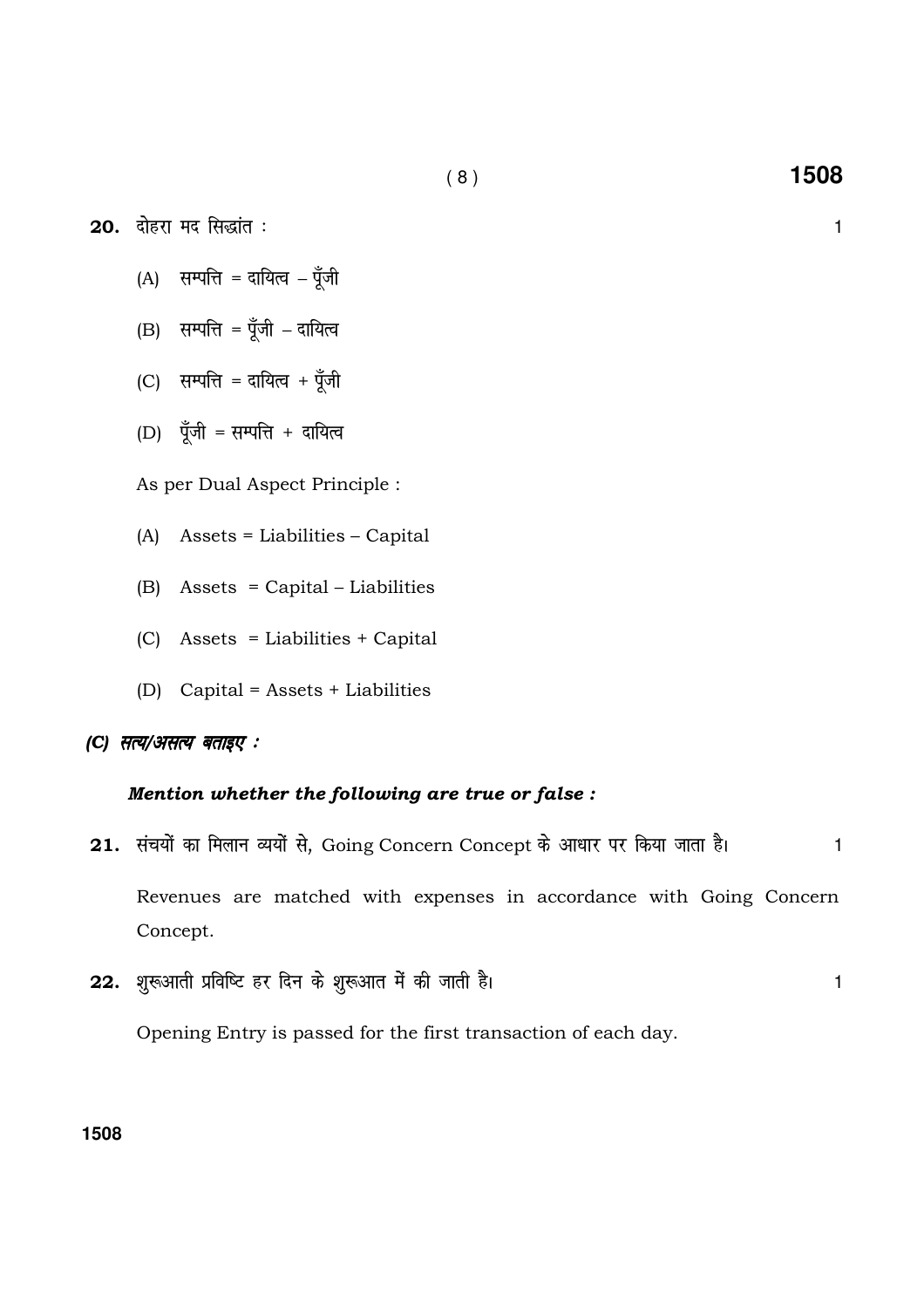**20.** दोहरा मद सिद्धांत : 1

(A) सम्पत्ति = दायित्व – पूँजी

(B) सम्पत्ति = पूँजी – दायित्व

(C) सम्पत्ति = दायित्व + पूँजी

(D) पूँजी = सम्पत्ति + दायित्व

As per Dual Aspect Principle :

(A) Assets = Liabilities – Capital

(B) Assets = Capital – Liabilities

(C) Assets = Liabilities + Capital

(D) Capital = Assets + Liabilities

***(C) सत्य/असत्य बताइए :***

***Mention whether the following are true or false :***

**21.** संचयों का मिलान व्ययों से, Going Concern Concept के आधार पर किया जाता है। 1

Revenues are matched with expenses in accordance with Going Concern Concept.

**22.** शुरूआती प्रविष्टि हर दिन के शुरूआत में की जाती है। 1

Opening Entry is passed for the first transaction of each day.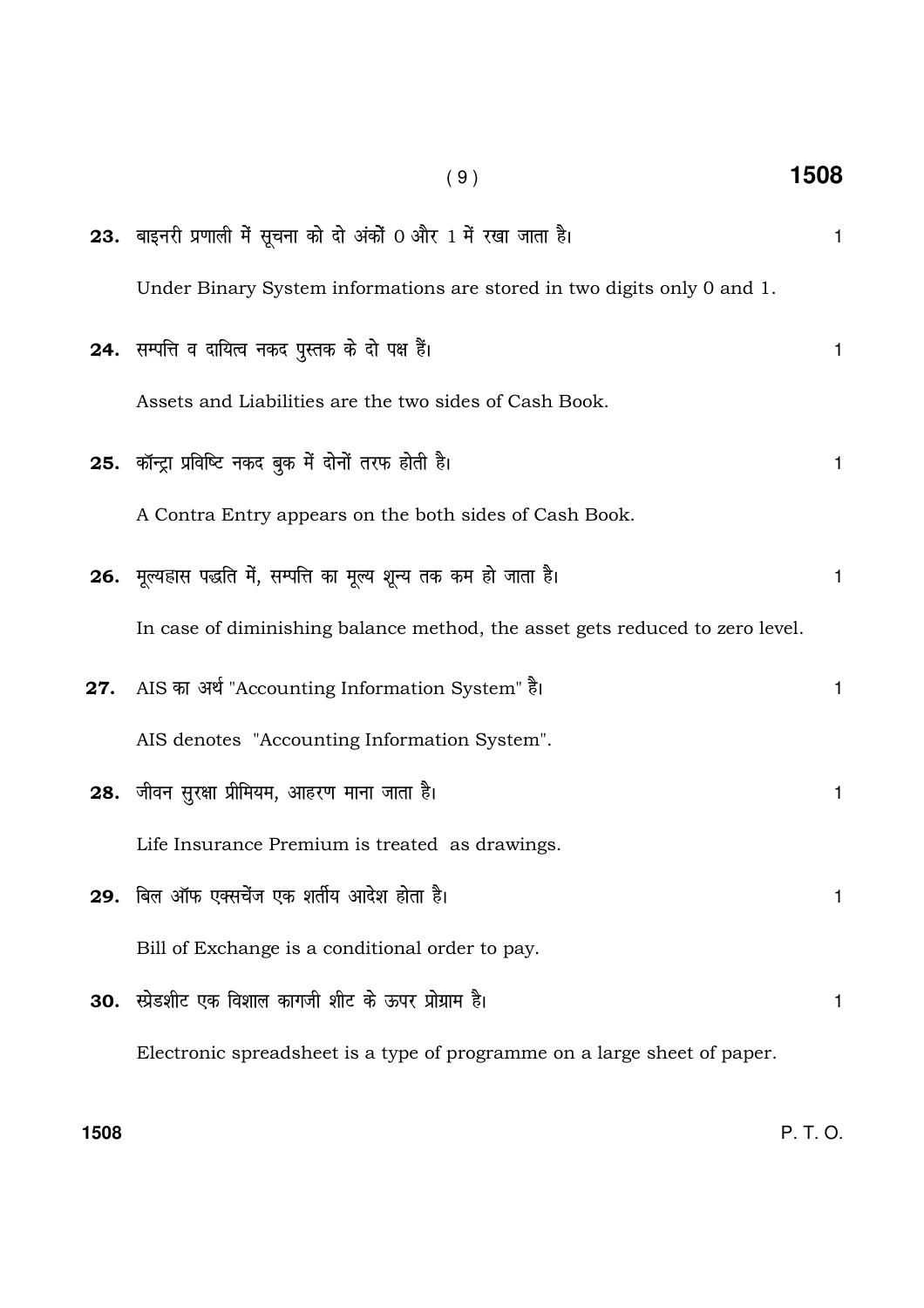**23.** बाइनरी प्रणाली में सूचना को दो अंकों 0 और 1 में रखा जाता है। 1

Under Binary System informations are stored in two digits only 0 and 1.

**24.** सम्पत्ति व दायित्व नकद पुस्तक के दो पक्ष हैं। 1

Assets and Liabilities are the two sides of Cash Book.

**25.** कॉन्ट्रा प्रविष्टि नकद बुक में दोनों तरफ होती है। 1

A Contra Entry appears on the both sides of Cash Book.

**26.** मूल्यह्रास पद्धति में, सम्पत्ति का मूल्य शून्य तक कम हो जाता है। 1

In case of diminishing balance method, the asset gets reduced to zero level.

**27.** AIS का अर्थ "Accounting Information System" है। 1

AIS denotes "Accounting Information System".

**28.** जीवन सुरक्षा प्रीमियम, आहरण माना जाता है। 1

Life Insurance Premium is treated as drawings.

**29.** बिल ऑफ एक्सचेंज एक शर्तीय आदेश होता है। 1

Bill of Exchange is a conditional order to pay.

**30.** स्प्रेडशीट एक विशाल कागजी शीट के ऊपर प्रोग्राम है। 1

Electronic spreadsheet is a type of programme on a large sheet of paper.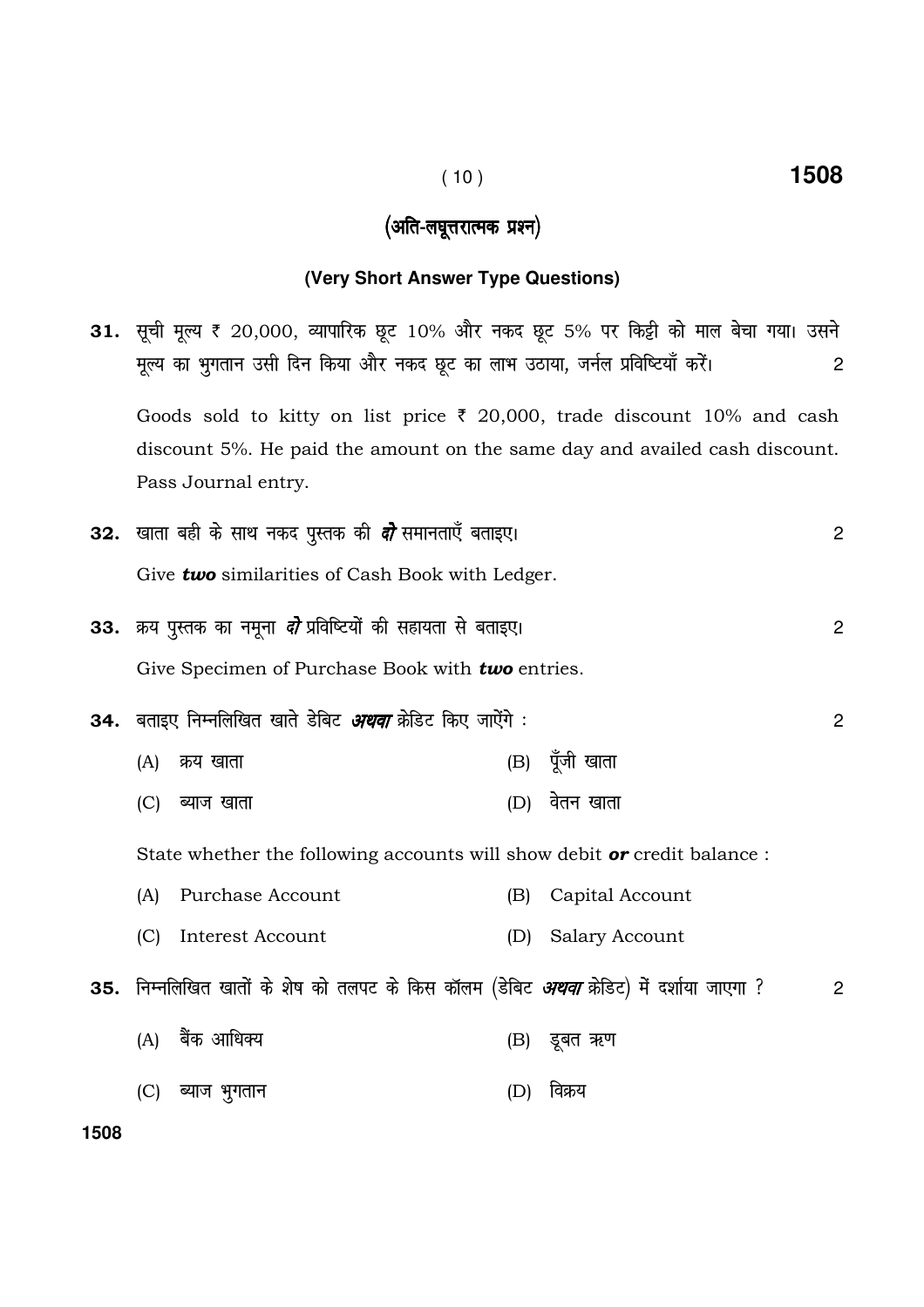## (अति-लघूत्तरात्मक प्रश्न)

### (Very Short Answer Type Questions)

**31.** सूची मूल्य ₹ 20,000, व्यापारिक छूट 10% और नकद छूट 5% पर किट्टी को माल बेचा गया। उसने मूल्य का भुगतान उसी दिन किया और नकद छूट का लाभ उठाया, जर्नल प्रविष्टियाँ करें। 2

Goods sold to kitty on list price ₹ 20,000, trade discount 10% and cash discount 5%. He paid the amount on the same day and availed cash discount. Pass Journal entry.

**32.** खाता बही के साथ नकद पुस्तक की ***दो*** समानताएँ बताइए। 2

Give ***two*** similarities of Cash Book with Ledger.

**33.** क्रय पुस्तक का नमूना ***दो*** प्रविष्टियों की सहायता से बताइए। 2

Give Specimen of Purchase Book with ***two*** entries.

**34.** बताइए निम्नलिखित खाते डेबिट ***अथवा*** क्रेडिट किए जाएँगे : 2

(A) क्रय खाता

(B) पूँजी खाता

(C) ब्याज खाता

(D) वेतन खाता

State whether the following accounts will show debit ***or*** credit balance :

(A) Purchase Account

(B) Capital Account

(C) Interest Account

(D) Salary Account

**35.** निम्नलिखित खातों के शेष को तलपट के किस कॉलम (डेबिट ***अथवा*** क्रेडिट) में दर्शाया जाएगा ? 2

(A) बैंक आधिक्य

(B) डूबत ऋण

(C) ब्याज भुगतान

(D) विक्रय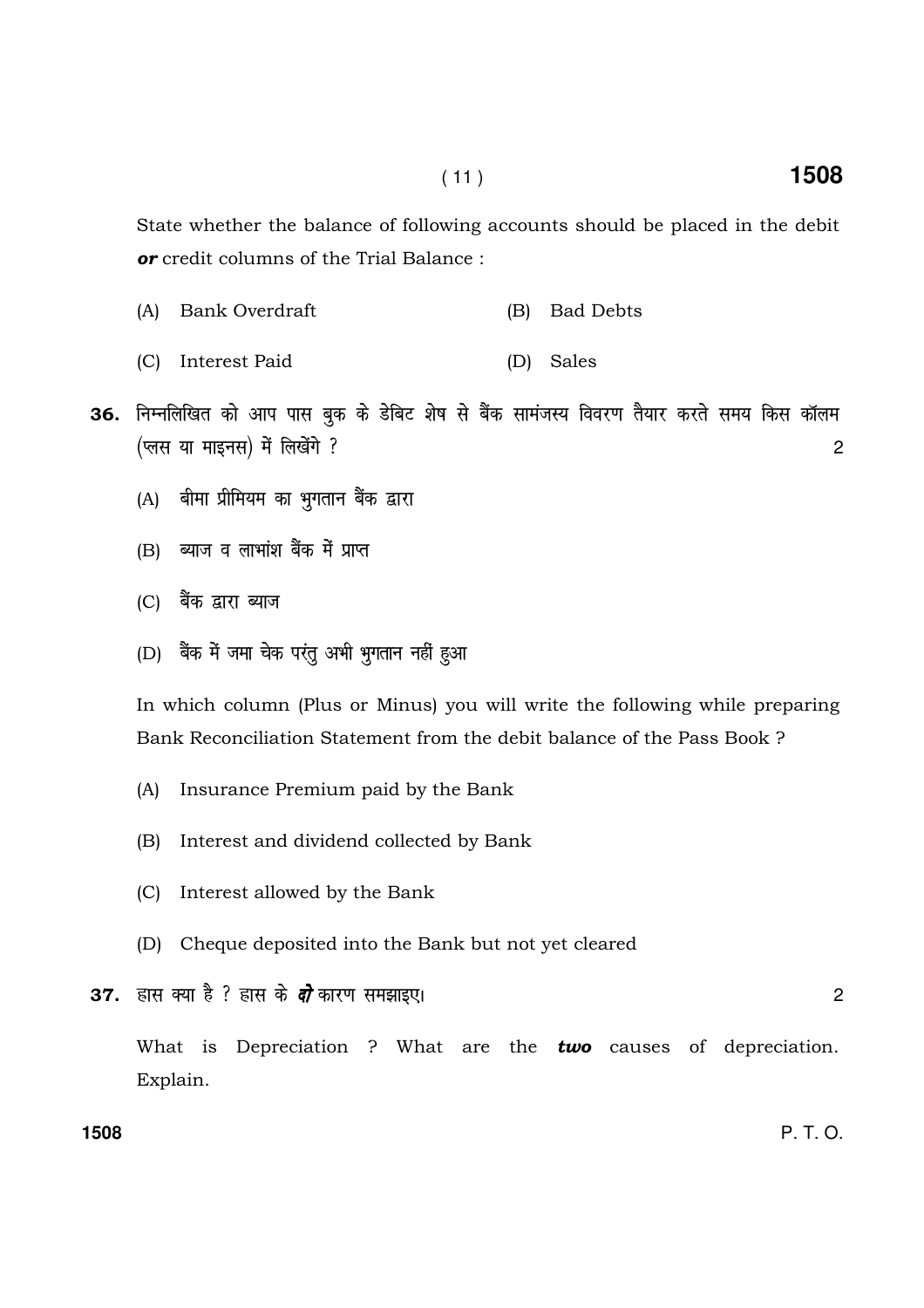State whether the balance of following accounts should be placed in the debit ***or*** credit columns of the Trial Balance :

(A) Bank Overdraft (B) Bad Debts

(C) Interest Paid (D) Sales

**36.** निम्नलिखित को आप पास बुक के डेबिट शेष से बैंक सामंजस्य विवरण तैयार करते समय किस कॉलम (प्लस या माइनस) में लिखेंगे ? 2

(A) बीमा प्रीमियम का भुगतान बैंक द्वारा

(B) ब्याज व लाभांश बैंक में प्राप्त

(C) बैंक द्वारा ब्याज

(D) बैंक में जमा चेक परंतु अभी भुगतान नहीं हुआ

In which column (Plus or Minus) you will write the following while preparing Bank Reconciliation Statement from the debit balance of the Pass Book ?

(A) Insurance Premium paid by the Bank

(B) Interest and dividend collected by Bank

(C) Interest allowed by the Bank

(D) Cheque deposited into the Bank but not yet cleared

**37.** ह्रास क्या है ? ह्रास के ***दो*** कारण समझाइए। 2

What is Depreciation ? What are the ***two*** causes of depreciation. Explain.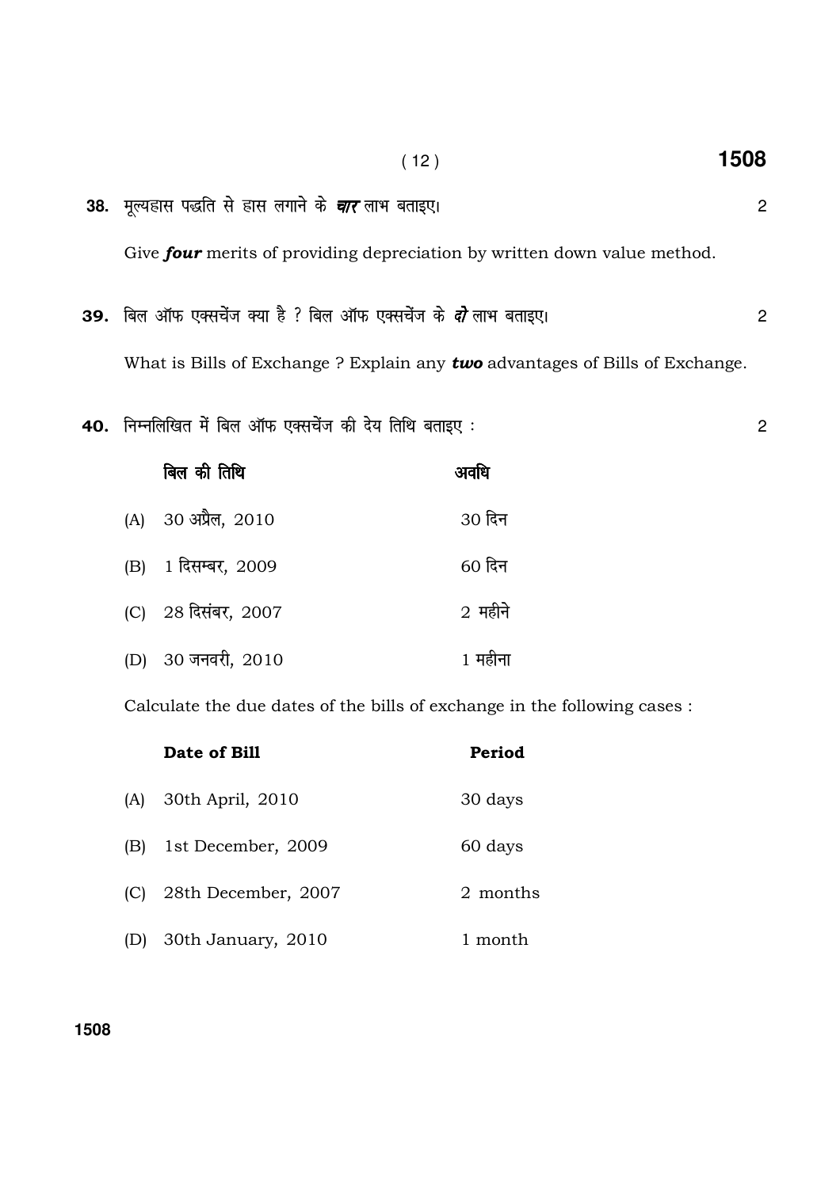**38.** मूल्यह्रास पद्धति से ह्रास लगाने के ***चार*** लाभ बताइए। 2

Give ***four*** merits of providing depreciation by written down value method.

**39.** बिल ऑफ एक्सचेंज क्या है ? बिल ऑफ एक्सचेंज के ***दो*** लाभ बताइए। 2

What is Bills of Exchange ? Explain any ***two*** advantages of Bills of Exchange.

**40.** निम्नलिखित में बिल ऑफ एक्सचेंज की देय तिथि बताइए : 2

| | बिल की तिथि | अवधि |
|---|---|---|
| (A) | 30 अप्रैल, 2010 | 30 दिन |
| (B) | 1 दिसम्बर, 2009 | 60 दिन |
| (C) | 28 दिसंबर, 2007 | 2 महीने |
| (D) | 30 जनवरी, 2010 | 1 महीना |

Calculate the due dates of the bills of exchange in the following cases :

| | **Date of Bill** | **Period** |
|---|---|---|
| (A) | 30th April, 2010 | 30 days |
| (B) | 1st December, 2009 | 60 days |
| (C) | 28th December, 2007 | 2 months |
| (D) | 30th January, 2010 | 1 month |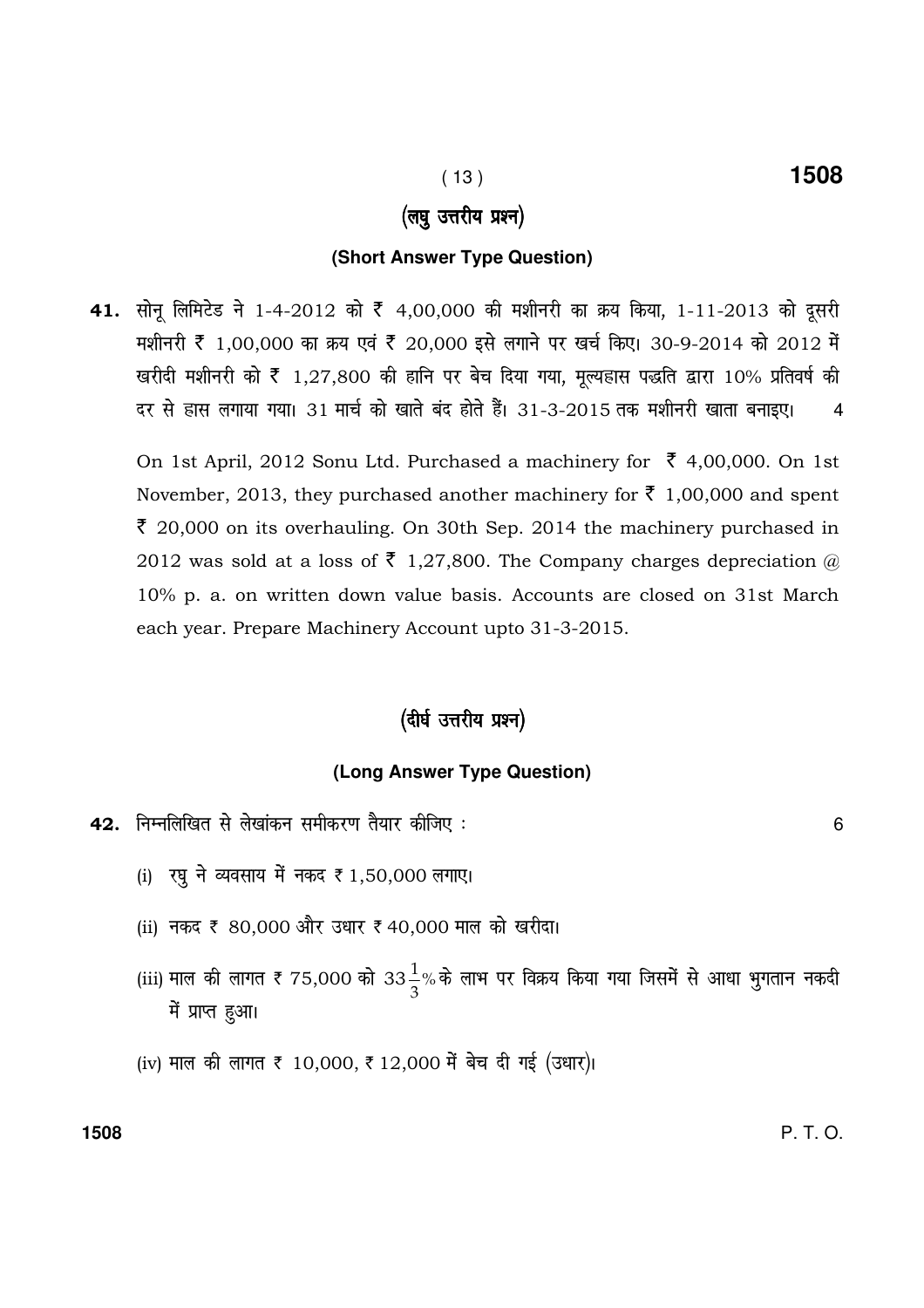## (लघु उत्तरीय प्रश्न)

### (Short Answer Type Question)

**41.** सोनू लिमिटेड ने 1-4-2012 को ₹ 4,00,000 की मशीनरी का क्रय किया, 1-11-2013 को दूसरी मशीनरी ₹ 1,00,000 का क्रय एवं ₹ 20,000 इसे लगाने पर खर्च किए। 30-9-2014 को 2012 में खरीदी मशीनरी को ₹ 1,27,800 की हानि पर बेच दिया गया, मूल्यह्रास पद्धति द्वारा 10% प्रतिवर्ष की दर से ह्रास लगाया गया। 31 मार्च को खाते बंद होते हैं। 31-3-2015 तक मशीनरी खाता बनाइए। 4

On 1st April, 2012 Sonu Ltd. Purchased a machinery for ₹ 4,00,000. On 1st November, 2013, they purchased another machinery for ₹ 1,00,000 and spent ₹ 20,000 on its overhauling. On 30th Sep. 2014 the machinery purchased in 2012 was sold at a loss of ₹ 1,27,800. The Company charges depreciation @ 10% p. a. on written down value basis. Accounts are closed on 31st March each year. Prepare Machinery Account upto 31-3-2015.

## (दीर्घ उत्तरीय प्रश्न)

### (Long Answer Type Question)

**42.** निम्नलिखित से लेखांकन समीकरण तैयार कीजिए : 6

(i) रघु ने व्यवसाय में नकद ₹ 1,50,000 लगाए।

(ii) नकद ₹ 80,000 और उधार ₹ 40,000 माल को खरीदा।

(iii) माल की लागत ₹ 75,000 को $33\frac{1}{3}\%$ के लाभ पर विक्रय किया गया जिसमें से आधा भुगतान नकदी में प्राप्त हुआ।

(iv) माल की लागत ₹ 10,000, ₹ 12,000 में बेच दी गई (उधार)।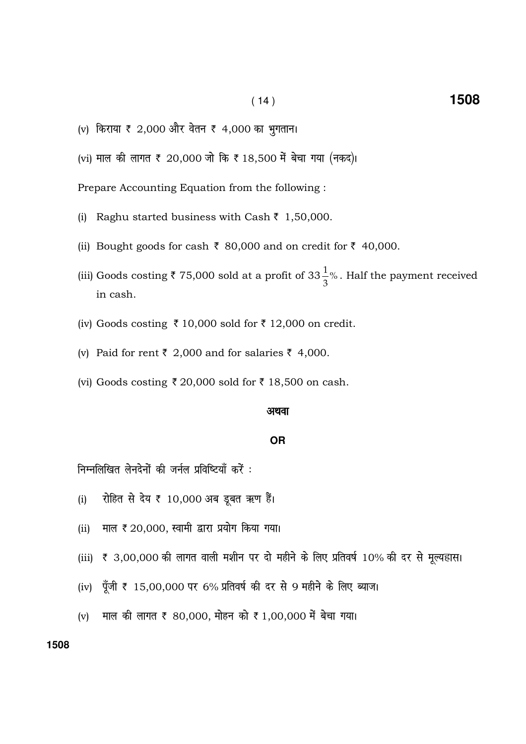(v) किराया ₹ 2,000 और वेतन ₹ 4,000 का भुगतान।

(vi) माल की लागत ₹ 20,000 जो कि ₹ 18,500 में बेचा गया (नकद)।

Prepare Accounting Equation from the following :

(i) Raghu started business with Cash ₹ 1,50,000.

(ii) Bought goods for cash ₹ 80,000 and on credit for ₹ 40,000.

(iii) Goods costing ₹ 75,000 sold at a profit of $33\frac{1}{3}\%$. Half the payment received in cash.

(iv) Goods costing ₹ 10,000 sold for ₹ 12,000 on credit.

(v) Paid for rent ₹ 2,000 and for salaries ₹ 4,000.

(vi) Goods costing ₹ 20,000 sold for ₹ 18,500 on cash.

अथवा

OR

निम्नलिखित लेनदेनों की जर्नल प्रविष्टियाँ करें :

(i) रोहित से देय ₹ 10,000 अब डूबत ऋण हैं।

(ii) माल ₹ 20,000, स्वामी द्वारा प्रयोग किया गया।

(iii) ₹ 3,00,000 की लागत वाली मशीन पर दो महीने के लिए प्रतिवर्ष 10% की दर से मूल्यह्रास।

(iv) पूँजी ₹ 15,00,000 पर 6% प्रतिवर्ष की दर से 9 महीने के लिए ब्याज।

(v) माल की लागत ₹ 80,000, मोहन को ₹ 1,00,000 में बेचा गया।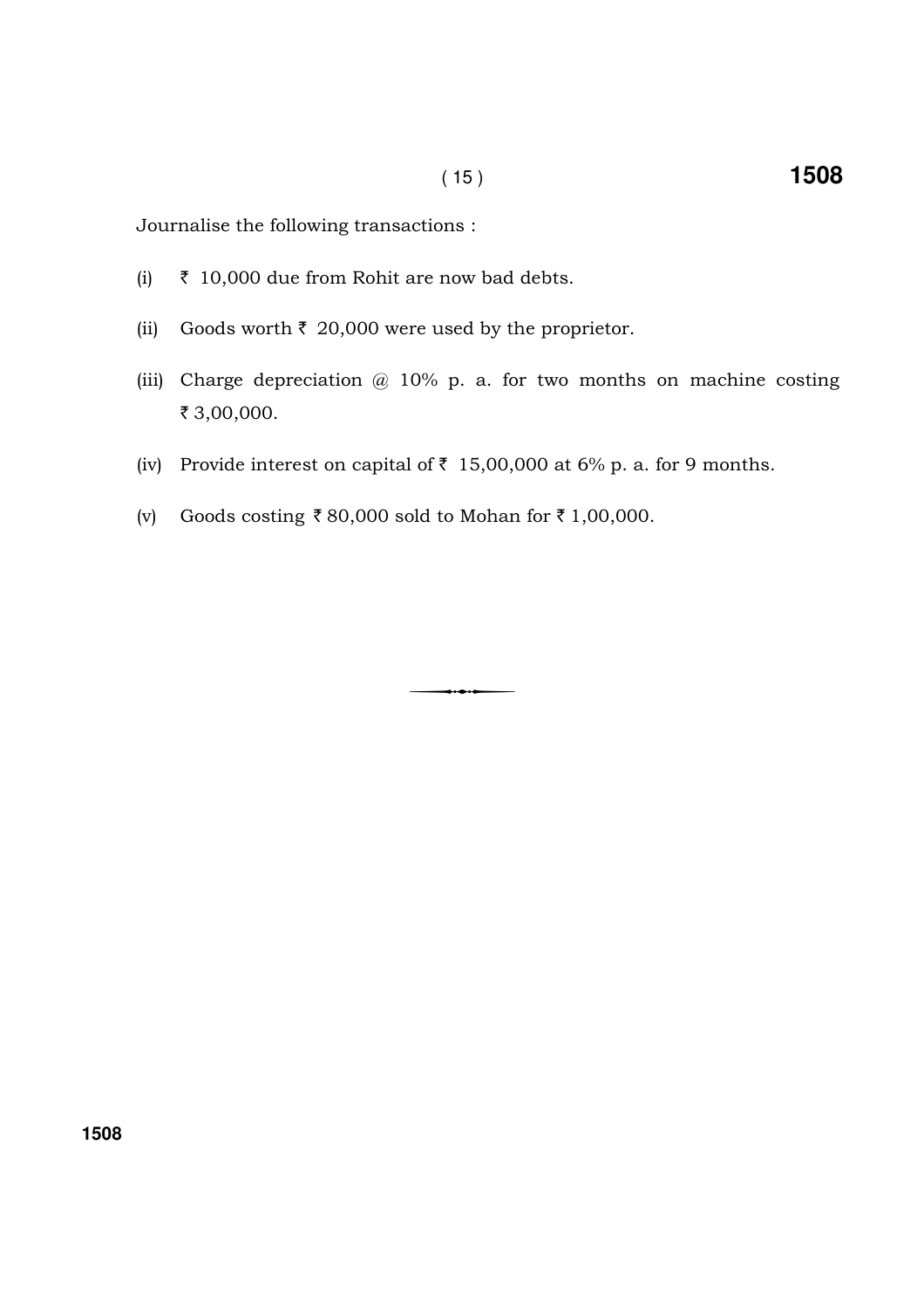Journalise the following transactions :

(i) ₹ 10,000 due from Rohit are now bad debts.

(ii) Goods worth ₹ 20,000 were used by the proprietor.

(iii) Charge depreciation @ 10% p. a. for two months on machine costing ₹ 3,00,000.

(iv) Provide interest on capital of ₹ 15,00,000 at 6% p. a. for 9 months.

(v) Goods costing ₹ 80,000 sold to Mohan for ₹ 1,00,000.